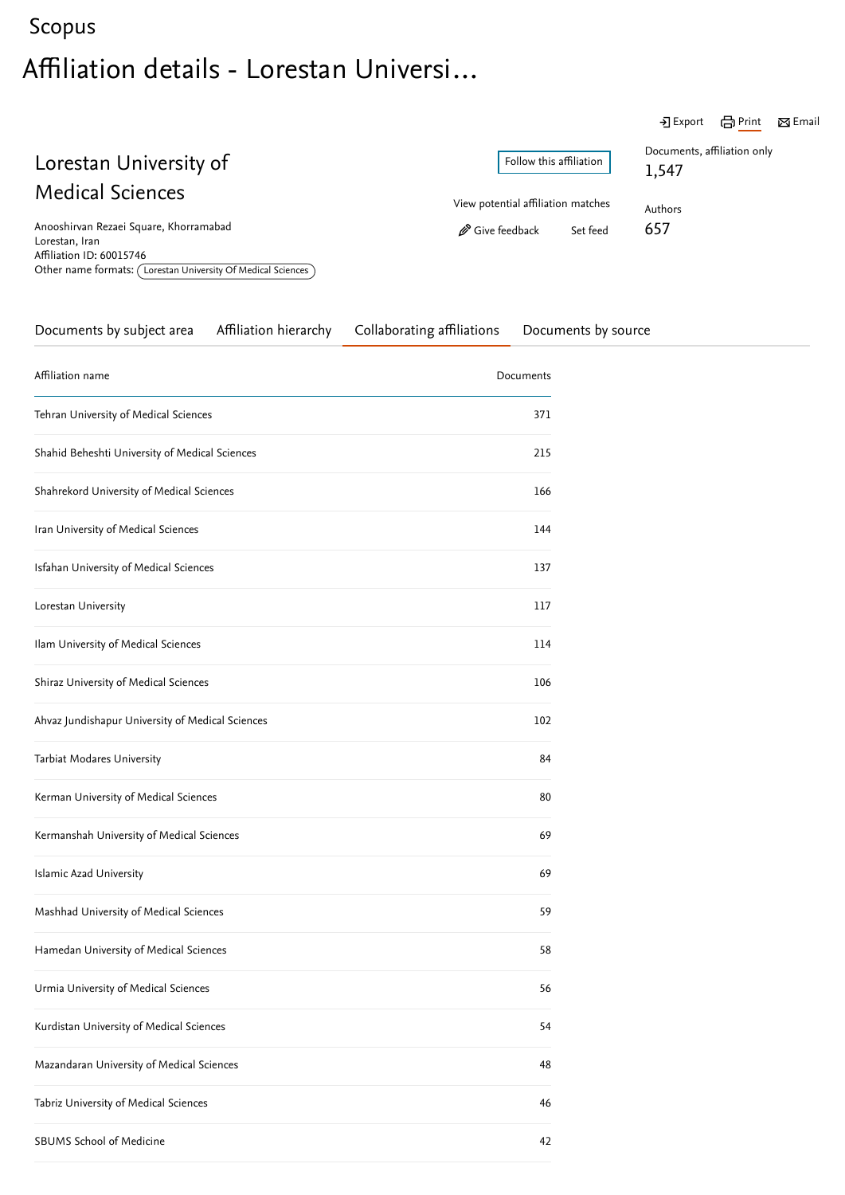Scopus

# Affiliation details - Lorestan Universi...

Export Print Email

## Lorestan University of Medical Sciences

Anooshirvan Rezaei Square, Khorramabad
Lorestan, Iran
Affiliation ID: 60015746
Other name formats: Lorestan University Of Medical Sciences

Follow this affiliation

View potential affiliation matches

Give feedback Set feed

Documents, affiliation only
1,547

Authors
657

Documents by subject area | Affiliation hierarchy | Collaborating affiliations | Documents by source

| Affiliation name | Documents |
|---|---|
| Tehran University of Medical Sciences | 371 |
| Shahid Beheshti University of Medical Sciences | 215 |
| Shahrekord University of Medical Sciences | 166 |
| Iran University of Medical Sciences | 144 |
| Isfahan University of Medical Sciences | 137 |
| Lorestan University | 117 |
| Ilam University of Medical Sciences | 114 |
| Shiraz University of Medical Sciences | 106 |
| Ahvaz Jundishapur University of Medical Sciences | 102 |
| Tarbiat Modares University | 84 |
| Kerman University of Medical Sciences | 80 |
| Kermanshah University of Medical Sciences | 69 |
| Islamic Azad University | 69 |
| Mashhad University of Medical Sciences | 59 |
| Hamedan University of Medical Sciences | 58 |
| Urmia University of Medical Sciences | 56 |
| Kurdistan University of Medical Sciences | 54 |
| Mazandaran University of Medical Sciences | 48 |
| Tabriz University of Medical Sciences | 46 |
| SBUMS School of Medicine | 42 |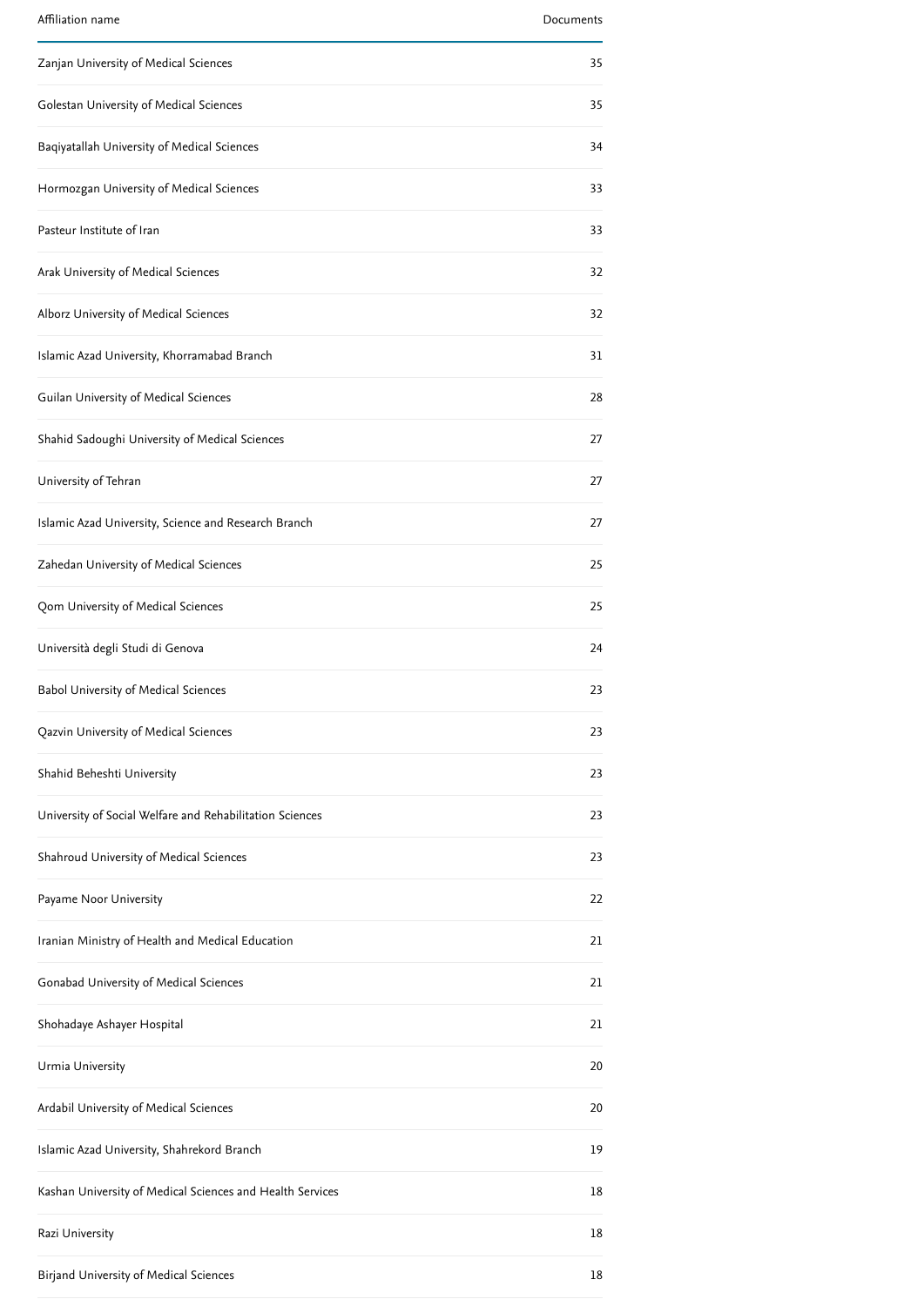| Affiliation name | Documents |
|---|---|
| Zanjan University of Medical Sciences | 35 |
| Golestan University of Medical Sciences | 35 |
| Baqiyatallah University of Medical Sciences | 34 |
| Hormozgan University of Medical Sciences | 33 |
| Pasteur Institute of Iran | 33 |
| Arak University of Medical Sciences | 32 |
| Alborz University of Medical Sciences | 32 |
| Islamic Azad University, Khorramabad Branch | 31 |
| Guilan University of Medical Sciences | 28 |
| Shahid Sadoughi University of Medical Sciences | 27 |
| University of Tehran | 27 |
| Islamic Azad University, Science and Research Branch | 27 |
| Zahedan University of Medical Sciences | 25 |
| Qom University of Medical Sciences | 25 |
| Università degli Studi di Genova | 24 |
| Babol University of Medical Sciences | 23 |
| Qazvin University of Medical Sciences | 23 |
| Shahid Beheshti University | 23 |
| University of Social Welfare and Rehabilitation Sciences | 23 |
| Shahroud University of Medical Sciences | 23 |
| Payame Noor University | 22 |
| Iranian Ministry of Health and Medical Education | 21 |
| Gonabad University of Medical Sciences | 21 |
| Shohadaye Ashayer Hospital | 21 |
| Urmia University | 20 |
| Ardabil University of Medical Sciences | 20 |
| Islamic Azad University, Shahrekord Branch | 19 |
| Kashan University of Medical Sciences and Health Services | 18 |
| Razi University | 18 |
| Birjand University of Medical Sciences | 18 |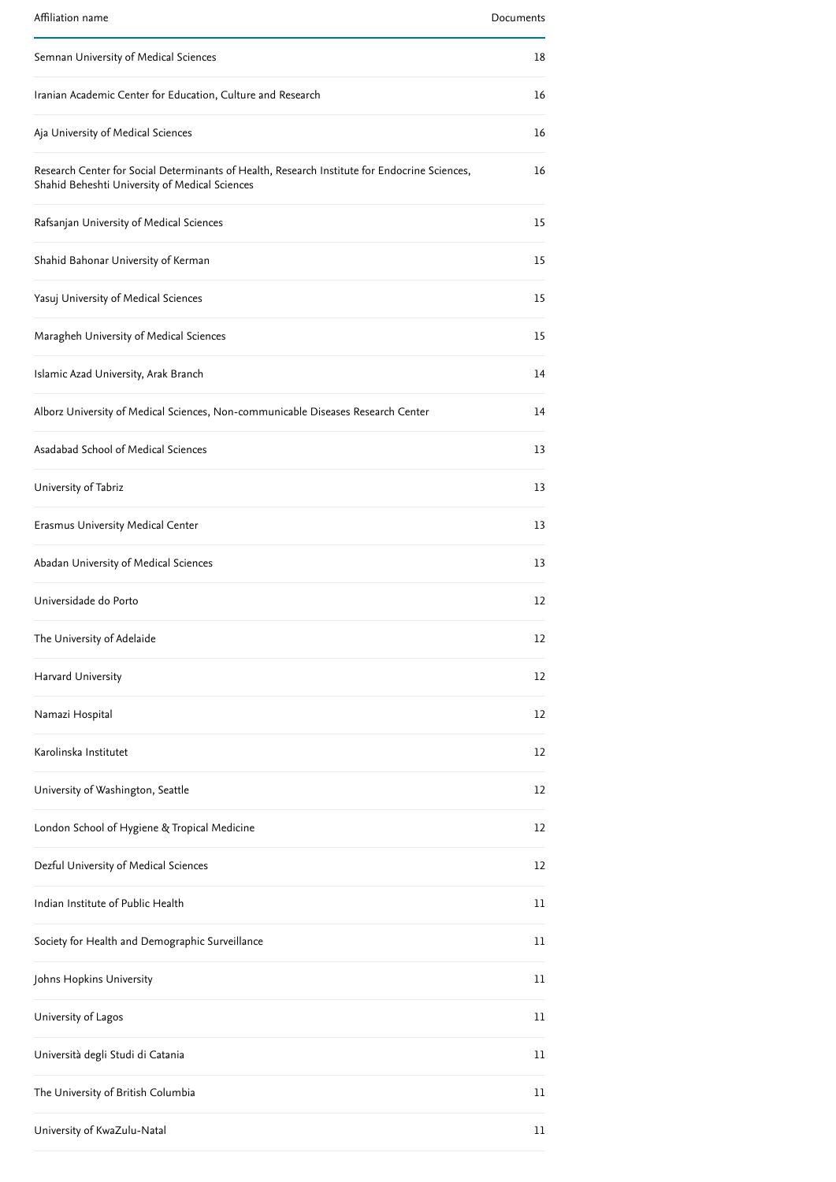| Affiliation name | Documents |
| --- | --- |
| Semnan University of Medical Sciences | 18 |
| Iranian Academic Center for Education, Culture and Research | 16 |
| Aja University of Medical Sciences | 16 |
| Research Center for Social Determinants of Health, Research Institute for Endocrine Sciences, Shahid Beheshti University of Medical Sciences | 16 |
| Rafsanjan University of Medical Sciences | 15 |
| Shahid Bahonar University of Kerman | 15 |
| Yasuj University of Medical Sciences | 15 |
| Maragheh University of Medical Sciences | 15 |
| Islamic Azad University, Arak Branch | 14 |
| Alborz University of Medical Sciences, Non-communicable Diseases Research Center | 14 |
| Asadabad School of Medical Sciences | 13 |
| University of Tabriz | 13 |
| Erasmus University Medical Center | 13 |
| Abadan University of Medical Sciences | 13 |
| Universidade do Porto | 12 |
| The University of Adelaide | 12 |
| Harvard University | 12 |
| Namazi Hospital | 12 |
| Karolinska Institutet | 12 |
| University of Washington, Seattle | 12 |
| London School of Hygiene & Tropical Medicine | 12 |
| Dezful University of Medical Sciences | 12 |
| Indian Institute of Public Health | 11 |
| Society for Health and Demographic Surveillance | 11 |
| Johns Hopkins University | 11 |
| University of Lagos | 11 |
| Università degli Studi di Catania | 11 |
| The University of British Columbia | 11 |
| University of KwaZulu-Natal | 11 |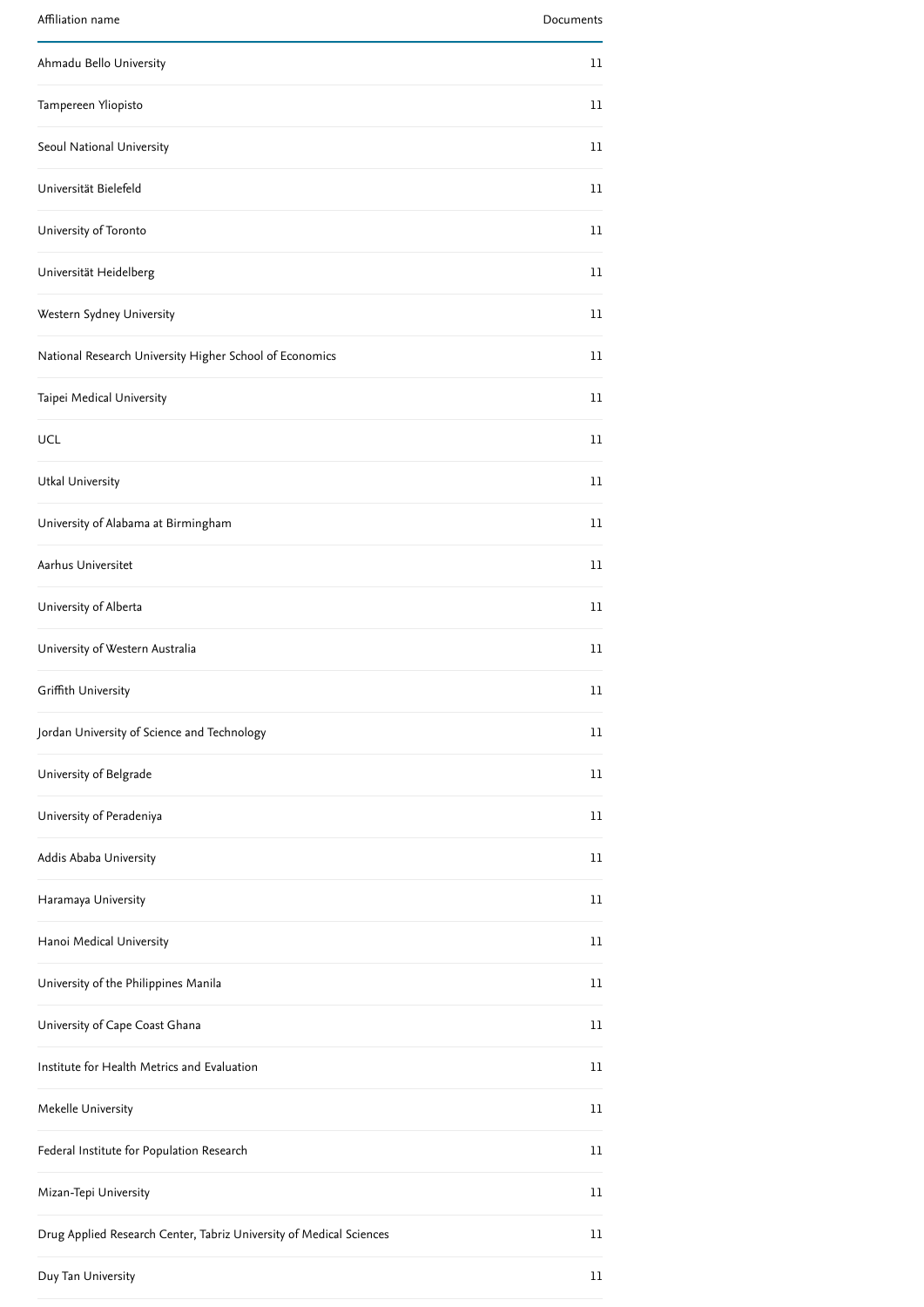| Affiliation name | Documents |
| --- | --- |
| Ahmadu Bello University | 11 |
| Tampereen Yliopisto | 11 |
| Seoul National University | 11 |
| Universität Bielefeld | 11 |
| University of Toronto | 11 |
| Universität Heidelberg | 11 |
| Western Sydney University | 11 |
| National Research University Higher School of Economics | 11 |
| Taipei Medical University | 11 |
| UCL | 11 |
| Utkal University | 11 |
| University of Alabama at Birmingham | 11 |
| Aarhus Universitet | 11 |
| University of Alberta | 11 |
| University of Western Australia | 11 |
| Griffith University | 11 |
| Jordan University of Science and Technology | 11 |
| University of Belgrade | 11 |
| University of Peradeniya | 11 |
| Addis Ababa University | 11 |
| Haramaya University | 11 |
| Hanoi Medical University | 11 |
| University of the Philippines Manila | 11 |
| University of Cape Coast Ghana | 11 |
| Institute for Health Metrics and Evaluation | 11 |
| Mekelle University | 11 |
| Federal Institute for Population Research | 11 |
| Mizan-Tepi University | 11 |
| Drug Applied Research Center, Tabriz University of Medical Sciences | 11 |
| Duy Tan University | 11 |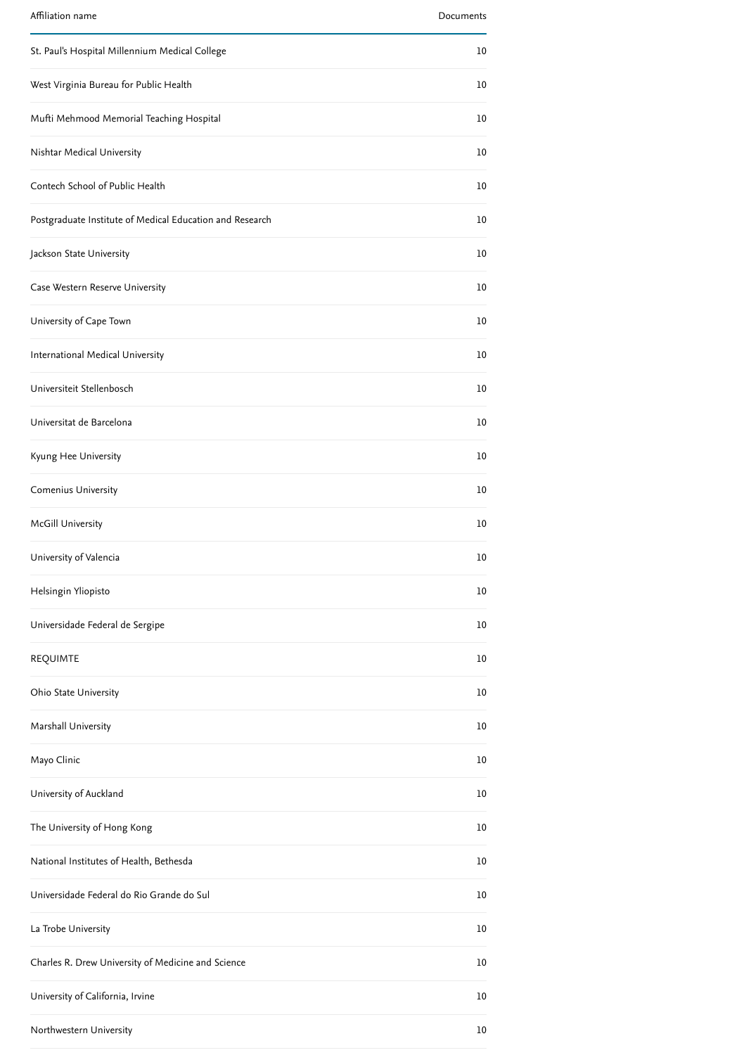| Affiliation name | Documents |
| --- | --- |
| St. Paul's Hospital Millennium Medical College | 10 |
| West Virginia Bureau for Public Health | 10 |
| Mufti Mehmood Memorial Teaching Hospital | 10 |
| Nishtar Medical University | 10 |
| Contech School of Public Health | 10 |
| Postgraduate Institute of Medical Education and Research | 10 |
| Jackson State University | 10 |
| Case Western Reserve University | 10 |
| University of Cape Town | 10 |
| International Medical University | 10 |
| Universiteit Stellenbosch | 10 |
| Universitat de Barcelona | 10 |
| Kyung Hee University | 10 |
| Comenius University | 10 |
| McGill University | 10 |
| University of Valencia | 10 |
| Helsingin Yliopisto | 10 |
| Universidade Federal de Sergipe | 10 |
| REQUIMTE | 10 |
| Ohio State University | 10 |
| Marshall University | 10 |
| Mayo Clinic | 10 |
| University of Auckland | 10 |
| The University of Hong Kong | 10 |
| National Institutes of Health, Bethesda | 10 |
| Universidade Federal do Rio Grande do Sul | 10 |
| La Trobe University | 10 |
| Charles R. Drew University of Medicine and Science | 10 |
| University of California, Irvine | 10 |
| Northwestern University | 10 |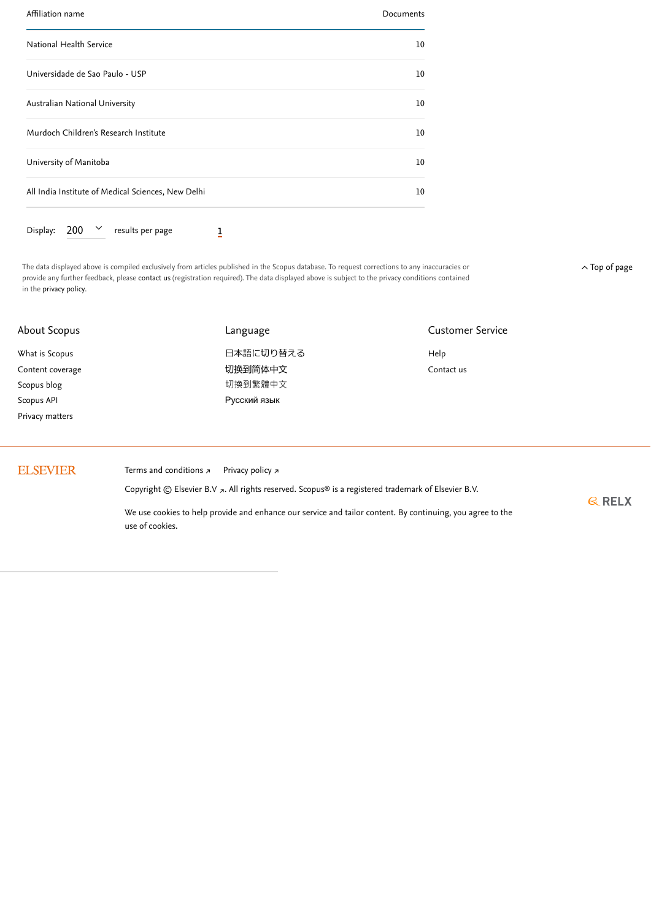| Affiliation name | Documents |
|---|---|
| National Health Service | 10 |
| Universidade de Sao Paulo - USP | 10 |
| Australian National University | 10 |
| Murdoch Children's Research Institute | 10 |
| University of Manitoba | 10 |
| All India Institute of Medical Sciences, New Delhi | 10 |

Display: 200 results per page 1

The data displayed above is compiled exclusively from articles published in the Scopus database. To request corrections to any inaccuracies or provide any further feedback, please contact us (registration required). The data displayed above is subject to the privacy conditions contained in the privacy policy.

Top of page

## About Scopus

What is Scopus

Content coverage

Scopus blog

Scopus API

Privacy matters

## Language

日本語に切り替える

切换到简体中文

切換到繁體中文

Русский язык

## Customer Service

Help

Contact us

ELSEVIER

Terms and conditions ↗ Privacy policy ↗

Copyright © Elsevier B.V ↗. All rights reserved. Scopus® is a registered trademark of Elsevier B.V.

We use cookies to help provide and enhance our service and tailor content. By continuing, you agree to the use of cookies.

RELX